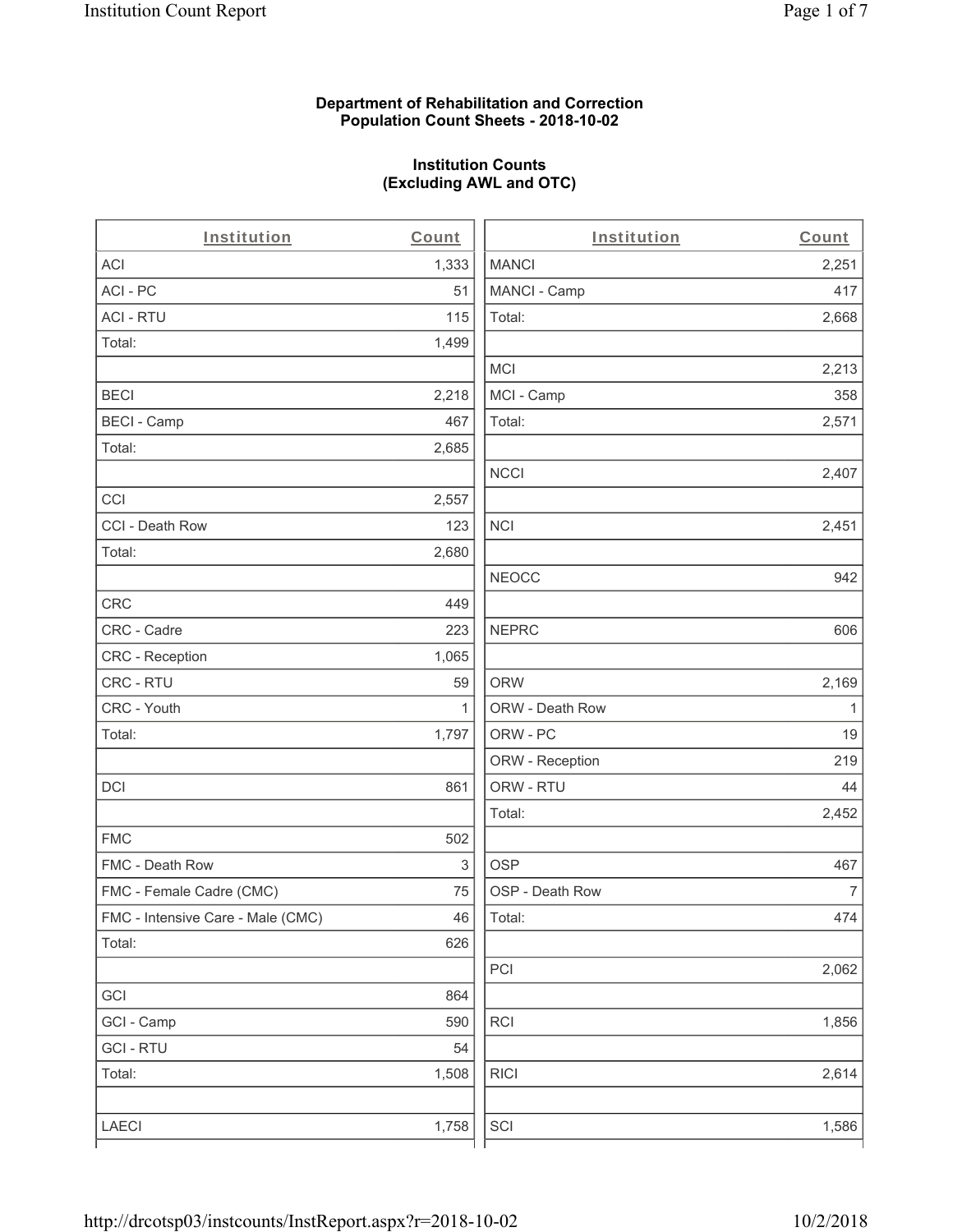**Department of Rehabilitation and Correction**
**Population Count Sheets - 2018-10-02**

**Institution Counts**
**(Excluding AWL and OTC)**

| Institution | Count |
|---|---|
| ACI | 1,333 |
| ACI - PC | 51 |
| ACI - RTU | 115 |
| Total: | 1,499 |
| | |
| BECI | 2,218 |
| BECI - Camp | 467 |
| Total: | 2,685 |
| | |
| CCI | 2,557 |
| CCI - Death Row | 123 |
| Total: | 2,680 |
| | |
| CRC | 449 |
| CRC - Cadre | 223 |
| CRC - Reception | 1,065 |
| CRC - RTU | 59 |
| CRC - Youth | 1 |
| Total: | 1,797 |
| | |
| DCI | 861 |
| | |
| FMC | 502 |
| FMC - Death Row | 3 |
| FMC - Female Cadre (CMC) | 75 |
| FMC - Intensive Care - Male (CMC) | 46 |
| Total: | 626 |
| | |
| GCI | 864 |
| GCI - Camp | 590 |
| GCI - RTU | 54 |
| Total: | 1,508 |
| | |
| LAECI | 1,758 |

| Institution | Count |
|---|---|
| MANCI | 2,251 |
| MANCI - Camp | 417 |
| Total: | 2,668 |
| | |
| MCI | 2,213 |
| MCI - Camp | 358 |
| Total: | 2,571 |
| | |
| NCCI | 2,407 |
| | |
| NCI | 2,451 |
| | |
| NEOCC | 942 |
| | |
| NEPRC | 606 |
| | |
| ORW | 2,169 |
| ORW - Death Row | 1 |
| ORW - PC | 19 |
| ORW - Reception | 219 |
| ORW - RTU | 44 |
| Total: | 2,452 |
| | |
| OSP | 467 |
| OSP - Death Row | 7 |
| Total: | 474 |
| | |
| PCI | 2,062 |
| | |
| RCI | 1,856 |
| | |
| RICI | 2,614 |
| | |
| SCI | 1,586 |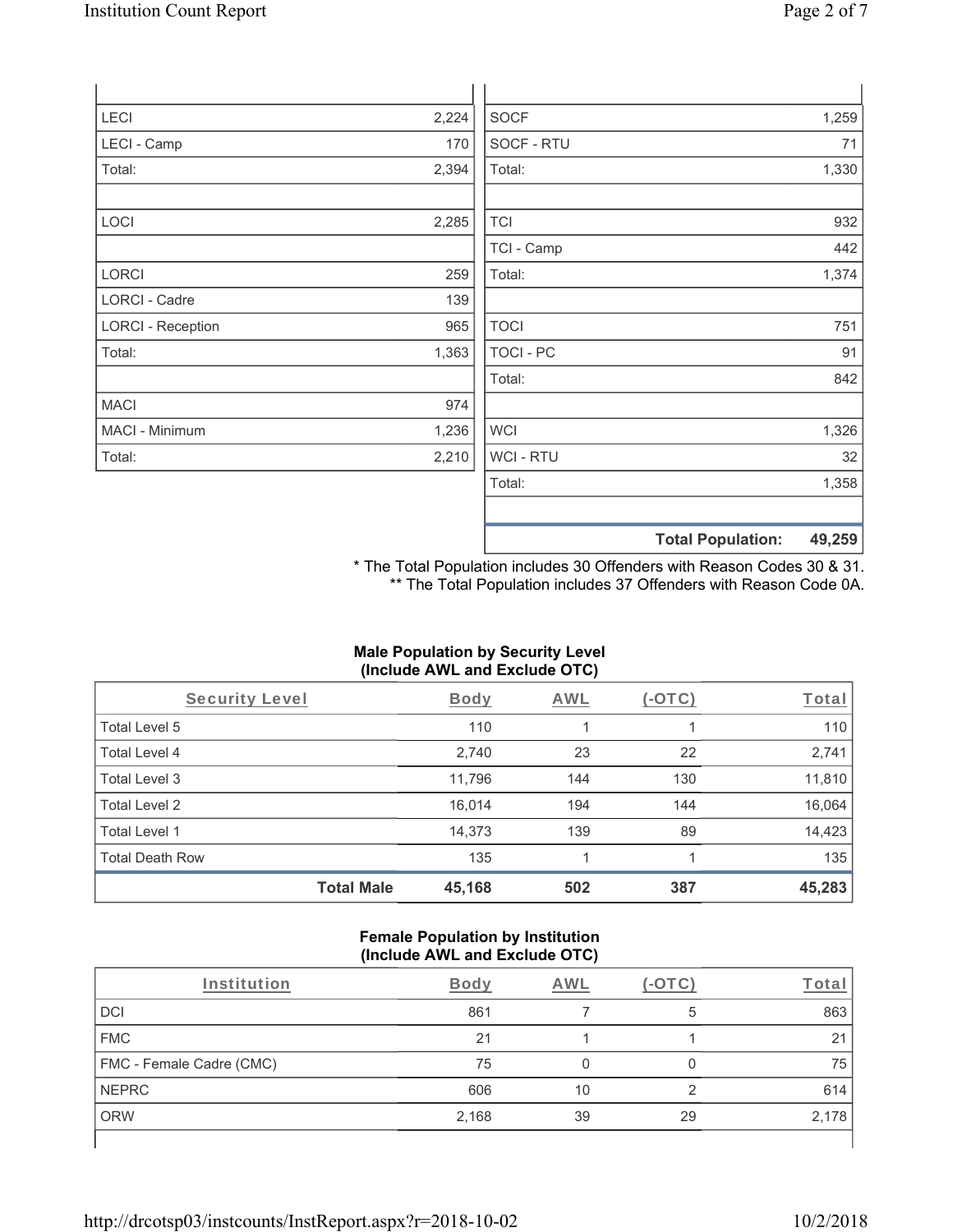| | |
|---|---|
| LECI | 2,224 |
| LECI - Camp | 170 |
| Total: | 2,394 |
| | |
| LOCI | 2,285 |
| | |
| LORCI | 259 |
| LORCI - Cadre | 139 |
| LORCI - Reception | 965 |
| Total: | 1,363 |
| | |
| MACI | 974 |
| MACI - Minimum | 1,236 |
| Total: | 2,210 |

| | |
|---|---|
| SOCF | 1,259 |
| SOCF - RTU | 71 |
| Total: | 1,330 |
| | |
| TCI | 932 |
| TCI - Camp | 442 |
| Total: | 1,374 |
| | |
| TOCI | 751 |
| TOCI - PC | 91 |
| Total: | 842 |
| | |
| WCI | 1,326 |
| WCI - RTU | 32 |
| Total: | 1,358 |
| | |
| **Total Population:** | **49,259** |

* The Total Population includes 30 Offenders with Reason Codes 30 & 31.
** The Total Population includes 37 Offenders with Reason Code 0A.

**Male Population by Security Level (Include AWL and Exclude OTC)**

| Security Level | Body | AWL | (-OTC) | Total |
|---|---|---|---|---|
| Total Level 5 | 110 | 1 | 1 | 110 |
| Total Level 4 | 2,740 | 23 | 22 | 2,741 |
| Total Level 3 | 11,796 | 144 | 130 | 11,810 |
| Total Level 2 | 16,014 | 194 | 144 | 16,064 |
| Total Level 1 | 14,373 | 139 | 89 | 14,423 |
| Total Death Row | 135 | 1 | 1 | 135 |
| **Total Male** | **45,168** | **502** | **387** | **45,283** |

**Female Population by Institution (Include AWL and Exclude OTC)**

| Institution | Body | AWL | (-OTC) | Total |
|---|---|---|---|---|
| DCI | 861 | 7 | 5 | 863 |
| FMC | 21 | 1 | 1 | 21 |
| FMC - Female Cadre (CMC) | 75 | 0 | 0 | 75 |
| NEPRC | 606 | 10 | 2 | 614 |
| ORW | 2,168 | 39 | 29 | 2,178 |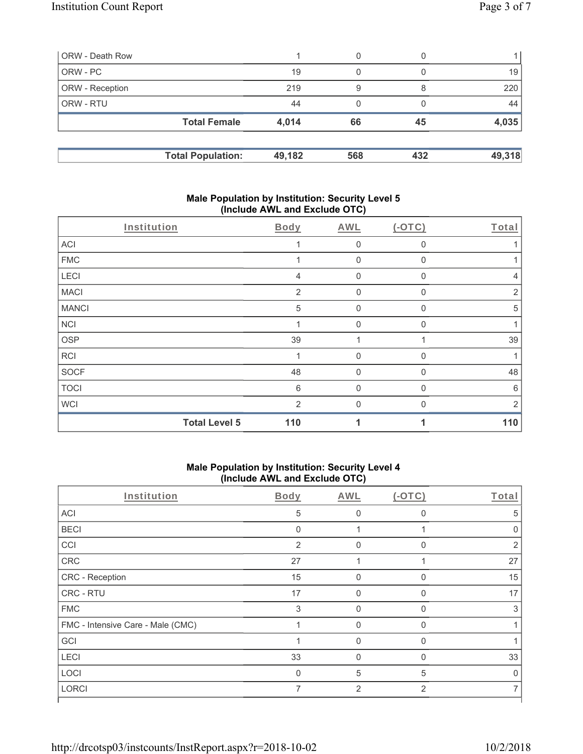| | | | | |
|---|---|---|---|---|
| ORW - Death Row | 1 | 0 | 0 | 1 |
| ORW - PC | 19 | 0 | 0 | 19 |
| ORW - Reception | 219 | 9 | 8 | 220 |
| ORW - RTU | 44 | 0 | 0 | 44 |
| **Total Female** | **4,014** | **66** | **45** | **4,035** |

| | | | | |
|---|---|---|---|---|
| **Total Population:** | **49,182** | **568** | **432** | **49,318** |

## Male Population by Institution: Security Level 5 (Include AWL and Exclude OTC)

| Institution | Body | AWL | (-OTC) | Total |
|---|---|---|---|---|
| ACI | 1 | 0 | 0 | 1 |
| FMC | 1 | 0 | 0 | 1 |
| LECI | 4 | 0 | 0 | 4 |
| MACI | 2 | 0 | 0 | 2 |
| MANCI | 5 | 0 | 0 | 5 |
| NCI | 1 | 0 | 0 | 1 |
| OSP | 39 | 1 | 1 | 39 |
| RCI | 1 | 0 | 0 | 1 |
| SOCF | 48 | 0 | 0 | 48 |
| TOCI | 6 | 0 | 0 | 6 |
| WCI | 2 | 0 | 0 | 2 |
| **Total Level 5** | **110** | **1** | **1** | **110** |

## Male Population by Institution: Security Level 4 (Include AWL and Exclude OTC)

| Institution | Body | AWL | (-OTC) | Total |
|---|---|---|---|---|
| ACI | 5 | 0 | 0 | 5 |
| BECI | 0 | 1 | 1 | 0 |
| CCI | 2 | 0 | 0 | 2 |
| CRC | 27 | 1 | 1 | 27 |
| CRC - Reception | 15 | 0 | 0 | 15 |
| CRC - RTU | 17 | 0 | 0 | 17 |
| FMC | 3 | 0 | 0 | 3 |
| FMC - Intensive Care - Male (CMC) | 1 | 0 | 0 | 1 |
| GCI | 1 | 0 | 0 | 1 |
| LECI | 33 | 0 | 0 | 33 |
| LOCI | 0 | 5 | 5 | 0 |
| LORCI | 7 | 2 | 2 | 7 |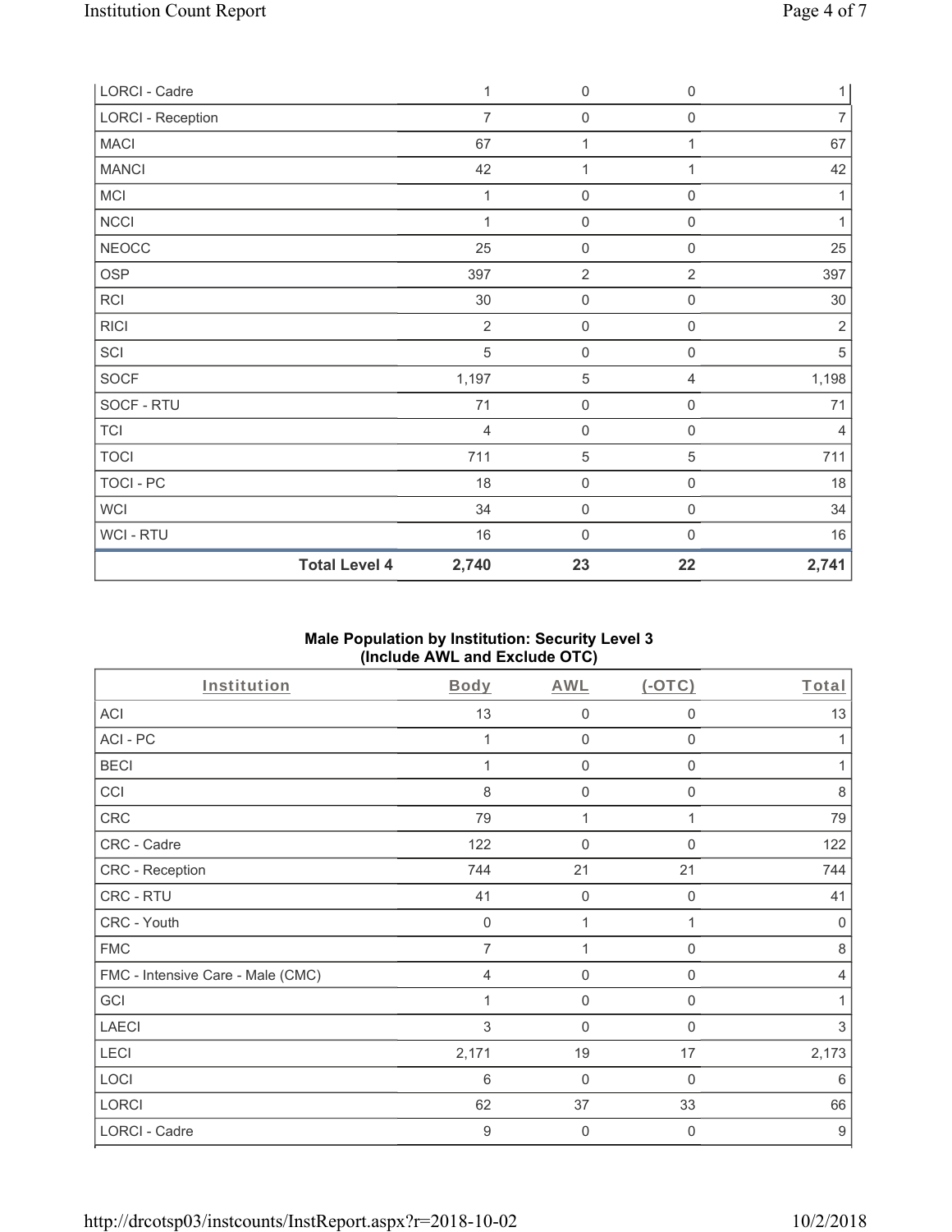| | | | | |
|---|---|---|---|---|
| LORCI - Cadre | 1 | 0 | 0 | 1 |
| LORCI - Reception | 7 | 0 | 0 | 7 |
| MACI | 67 | 1 | 1 | 67 |
| MANCI | 42 | 1 | 1 | 42 |
| MCI | 1 | 0 | 0 | 1 |
| NCCI | 1 | 0 | 0 | 1 |
| NEOCC | 25 | 0 | 0 | 25 |
| OSP | 397 | 2 | 2 | 397 |
| RCI | 30 | 0 | 0 | 30 |
| RICI | 2 | 0 | 0 | 2 |
| SCI | 5 | 0 | 0 | 5 |
| SOCF | 1,197 | 5 | 4 | 1,198 |
| SOCF - RTU | 71 | 0 | 0 | 71 |
| TCI | 4 | 0 | 0 | 4 |
| TOCI | 711 | 5 | 5 | 711 |
| TOCI - PC | 18 | 0 | 0 | 18 |
| WCI | 34 | 0 | 0 | 34 |
| WCI - RTU | 16 | 0 | 0 | 16 |
| **Total Level 4** | **2,740** | **23** | **22** | **2,741** |

### Male Population by Institution: Security Level 3 (Include AWL and Exclude OTC)

| Institution | Body | AWL | (-OTC) | Total |
|---|---|---|---|---|
| ACI | 13 | 0 | 0 | 13 |
| ACI - PC | 1 | 0 | 0 | 1 |
| BECI | 1 | 0 | 0 | 1 |
| CCI | 8 | 0 | 0 | 8 |
| CRC | 79 | 1 | 1 | 79 |
| CRC - Cadre | 122 | 0 | 0 | 122 |
| CRC - Reception | 744 | 21 | 21 | 744 |
| CRC - RTU | 41 | 0 | 0 | 41 |
| CRC - Youth | 0 | 1 | 1 | 0 |
| FMC | 7 | 1 | 0 | 8 |
| FMC - Intensive Care - Male (CMC) | 4 | 0 | 0 | 4 |
| GCI | 1 | 0 | 0 | 1 |
| LAECI | 3 | 0 | 0 | 3 |
| LECI | 2,171 | 19 | 17 | 2,173 |
| LOCI | 6 | 0 | 0 | 6 |
| LORCI | 62 | 37 | 33 | 66 |
| LORCI - Cadre | 9 | 0 | 0 | 9 |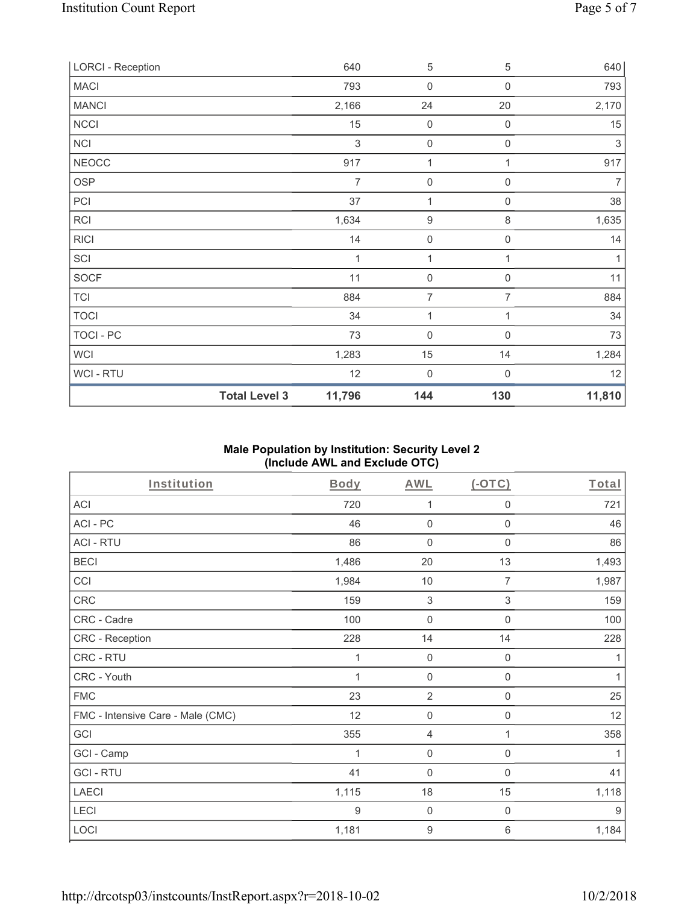| LORCI - Reception | | 640 | 5 | 5 | 640 |
|---|---|---|---|---|---|
| MACI | | 793 | 0 | 0 | 793 |
| MANCI | | 2,166 | 24 | 20 | 2,170 |
| NCCI | | 15 | 0 | 0 | 15 |
| NCI | | 3 | 0 | 0 | 3 |
| NEOCC | | 917 | 1 | 1 | 917 |
| OSP | | 7 | 0 | 0 | 7 |
| PCI | | 37 | 1 | 0 | 38 |
| RCI | | 1,634 | 9 | 8 | 1,635 |
| RICI | | 14 | 0 | 0 | 14 |
| SCI | | 1 | 1 | 1 | 1 |
| SOCF | | 11 | 0 | 0 | 11 |
| TCI | | 884 | 7 | 7 | 884 |
| TOCI | | 34 | 1 | 1 | 34 |
| TOCI - PC | | 73 | 0 | 0 | 73 |
| WCI | | 1,283 | 15 | 14 | 1,284 |
| WCI - RTU | | 12 | 0 | 0 | 12 |
| | **Total Level 3** | **11,796** | **144** | **130** | **11,810** |

## Male Population by Institution: Security Level 2 (Include AWL and Exclude OTC)

| Institution | Body | AWL | (-OTC) | Total |
|---|---|---|---|---|
| ACI | 720 | 1 | 0 | 721 |
| ACI - PC | 46 | 0 | 0 | 46 |
| ACI - RTU | 86 | 0 | 0 | 86 |
| BECI | 1,486 | 20 | 13 | 1,493 |
| CCI | 1,984 | 10 | 7 | 1,987 |
| CRC | 159 | 3 | 3 | 159 |
| CRC - Cadre | 100 | 0 | 0 | 100 |
| CRC - Reception | 228 | 14 | 14 | 228 |
| CRC - RTU | 1 | 0 | 0 | 1 |
| CRC - Youth | 1 | 0 | 0 | 1 |
| FMC | 23 | 2 | 0 | 25 |
| FMC - Intensive Care - Male (CMC) | 12 | 0 | 0 | 12 |
| GCI | 355 | 4 | 1 | 358 |
| GCI - Camp | 1 | 0 | 0 | 1 |
| GCI - RTU | 41 | 0 | 0 | 41 |
| LAECI | 1,115 | 18 | 15 | 1,118 |
| LECI | 9 | 0 | 0 | 9 |
| LOCI | 1,181 | 9 | 6 | 1,184 |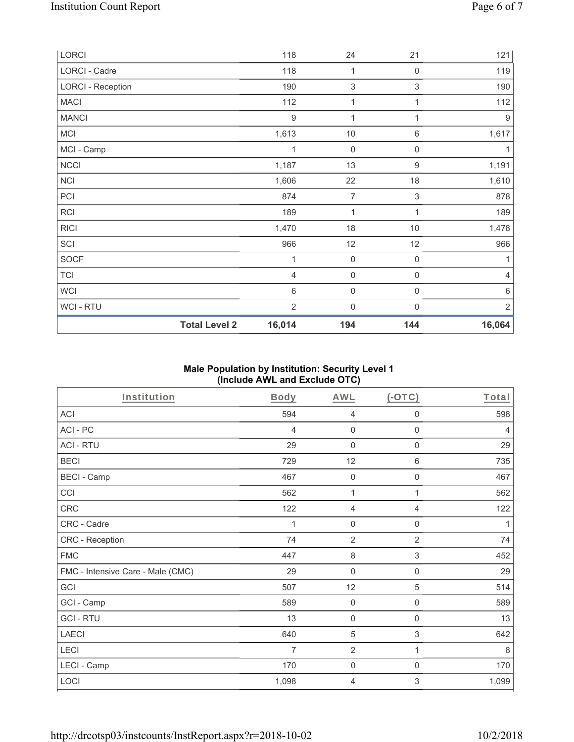| | | | | |
|---|---|---|---|---|
| LORCI | | 118 | 24 | 21 | 121 |
| LORCI - Cadre | | 118 | 1 | 0 | 119 |
| LORCI - Reception | | 190 | 3 | 3 | 190 |
| MACI | | 112 | 1 | 1 | 112 |
| MANCI | | 9 | 1 | 1 | 9 |
| MCI | | 1,613 | 10 | 6 | 1,617 |
| MCI - Camp | | 1 | 0 | 0 | 1 |
| NCCI | | 1,187 | 13 | 9 | 1,191 |
| NCI | | 1,606 | 22 | 18 | 1,610 |
| PCI | | 874 | 7 | 3 | 878 |
| RCI | | 189 | 1 | 1 | 189 |
| RICI | | 1,470 | 18 | 10 | 1,478 |
| SCI | | 966 | 12 | 12 | 966 |
| SOCF | | 1 | 0 | 0 | 1 |
| TCI | | 4 | 0 | 0 | 4 |
| WCI | | 6 | 0 | 0 | 6 |
| WCI - RTU | | 2 | 0 | 0 | 2 |
| | **Total Level 2** | **16,014** | **194** | **144** | **16,064** |

## Male Population by Institution: Security Level 1 (Include AWL and Exclude OTC)

| Institution | Body | AWL | (-OTC) | Total |
|---|---|---|---|---|
| ACI | 594 | 4 | 0 | 598 |
| ACI - PC | 4 | 0 | 0 | 4 |
| ACI - RTU | 29 | 0 | 0 | 29 |
| BECI | 729 | 12 | 6 | 735 |
| BECI - Camp | 467 | 0 | 0 | 467 |
| CCI | 562 | 1 | 1 | 562 |
| CRC | 122 | 4 | 4 | 122 |
| CRC - Cadre | 1 | 0 | 0 | 1 |
| CRC - Reception | 74 | 2 | 2 | 74 |
| FMC | 447 | 8 | 3 | 452 |
| FMC - Intensive Care - Male (CMC) | 29 | 0 | 0 | 29 |
| GCI | 507 | 12 | 5 | 514 |
| GCI - Camp | 589 | 0 | 0 | 589 |
| GCI - RTU | 13 | 0 | 0 | 13 |
| LAECI | 640 | 5 | 3 | 642 |
| LECI | 7 | 2 | 1 | 8 |
| LECI - Camp | 170 | 0 | 0 | 170 |
| LOCI | 1,098 | 4 | 3 | 1,099 |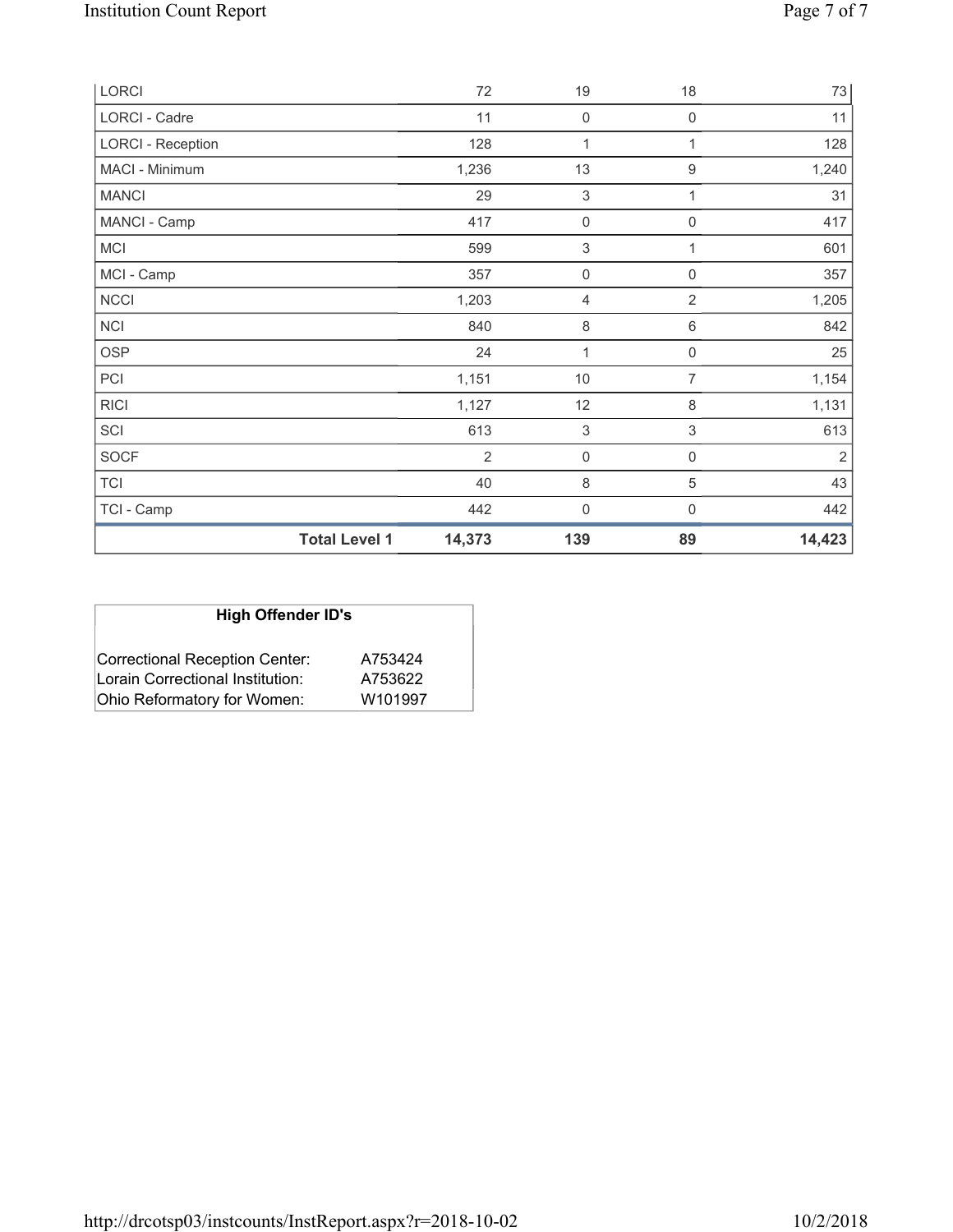| | | | | |
|---|---|---|---|---|
| LORCI | 72 | 19 | 18 | 73 |
| LORCI - Cadre | 11 | 0 | 0 | 11 |
| LORCI - Reception | 128 | 1 | 1 | 128 |
| MACI - Minimum | 1,236 | 13 | 9 | 1,240 |
| MANCI | 29 | 3 | 1 | 31 |
| MANCI - Camp | 417 | 0 | 0 | 417 |
| MCI | 599 | 3 | 1 | 601 |
| MCI - Camp | 357 | 0 | 0 | 357 |
| NCCI | 1,203 | 4 | 2 | 1,205 |
| NCI | 840 | 8 | 6 | 842 |
| OSP | 24 | 1 | 0 | 25 |
| PCI | 1,151 | 10 | 7 | 1,154 |
| RICI | 1,127 | 12 | 8 | 1,131 |
| SCI | 613 | 3 | 3 | 613 |
| SOCF | 2 | 0 | 0 | 2 |
| TCI | 40 | 8 | 5 | 43 |
| TCI - Camp | 442 | 0 | 0 | 442 |
| **Total Level 1** | **14,373** | **139** | **89** | **14,423** |

| High Offender ID's | |
|---|---|
| Correctional Reception Center: | A753424 |
| Lorain Correctional Institution: | A753622 |
| Ohio Reformatory for Women: | W101997 |